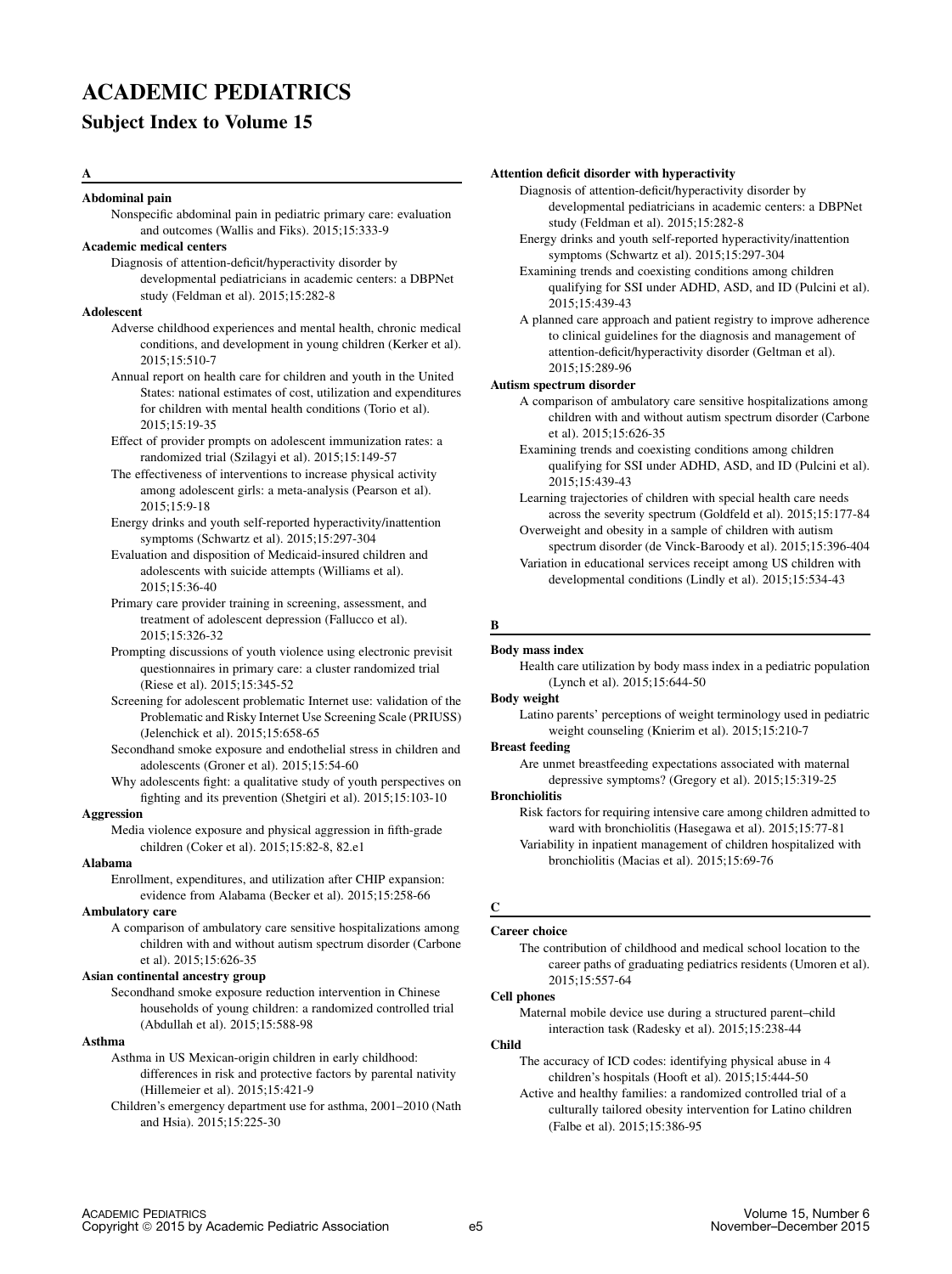# ACADEMIC PEDIATRICS

## Subject Index to Volume 15

### A

**Abdominal pain**

Nonspecific abdominal pain in pediatric primary care: evaluation and outcomes (Wallis and Fiks). 2015;15:333-9

**Academic medical centers**

Diagnosis of attention-deficit/hyperactivity disorder by developmental pediatricians in academic centers: a DBPNet study (Feldman et al). 2015;15:282-8

**Adolescent**

Adverse childhood experiences and mental health, chronic medical conditions, and development in young children (Kerker et al). 2015;15:510-7

Annual report on health care for children and youth in the United States: national estimates of cost, utilization and expenditures for children with mental health conditions (Torio et al). 2015;15:19-35

Effect of provider prompts on adolescent immunization rates: a randomized trial (Szilagyi et al). 2015;15:149-57

The effectiveness of interventions to increase physical activity among adolescent girls: a meta-analysis (Pearson et al). 2015;15:9-18

Energy drinks and youth self-reported hyperactivity/inattention symptoms (Schwartz et al). 2015;15:297-304

Evaluation and disposition of Medicaid-insured children and adolescents with suicide attempts (Williams et al). 2015;15:36-40

Primary care provider training in screening, assessment, and treatment of adolescent depression (Fallucco et al). 2015;15:326-32

Prompting discussions of youth violence using electronic previsit questionnaires in primary care: a cluster randomized trial (Riese et al). 2015;15:345-52

Screening for adolescent problematic Internet use: validation of the Problematic and Risky Internet Use Screening Scale (PRIUSS) (Jelenchick et al). 2015;15:658-65

Secondhand smoke exposure and endothelial stress in children and adolescents (Groner et al). 2015;15:54-60

Why adolescents fight: a qualitative study of youth perspectives on fighting and its prevention (Shetgiri et al). 2015;15:103-10

**Aggression**

Media violence exposure and physical aggression in fifth-grade children (Coker et al). 2015;15:82-8, 82.e1

**Alabama**

Enrollment, expenditures, and utilization after CHIP expansion: evidence from Alabama (Becker et al). 2015;15:258-66

**Ambulatory care**

A comparison of ambulatory care sensitive hospitalizations among children with and without autism spectrum disorder (Carbone et al). 2015;15:626-35

**Asian continental ancestry group**

Secondhand smoke exposure reduction intervention in Chinese households of young children: a randomized controlled trial (Abdullah et al). 2015;15:588-98

**Asthma**

Asthma in US Mexican-origin children in early childhood: differences in risk and protective factors by parental nativity (Hillemeier et al). 2015;15:421-9

Children's emergency department use for asthma, 2001–2010 (Nath and Hsia). 2015;15:225-30

**Attention deficit disorder with hyperactivity**

Diagnosis of attention-deficit/hyperactivity disorder by developmental pediatricians in academic centers: a DBPNet study (Feldman et al). 2015;15:282-8

Energy drinks and youth self-reported hyperactivity/inattention symptoms (Schwartz et al). 2015;15:297-304

Examining trends and coexisting conditions among children qualifying for SSI under ADHD, ASD, and ID (Pulcini et al). 2015;15:439-43

A planned care approach and patient registry to improve adherence to clinical guidelines for the diagnosis and management of attention-deficit/hyperactivity disorder (Geltman et al). 2015;15:289-96

**Autism spectrum disorder**

A comparison of ambulatory care sensitive hospitalizations among children with and without autism spectrum disorder (Carbone et al). 2015;15:626-35

Examining trends and coexisting conditions among children qualifying for SSI under ADHD, ASD, and ID (Pulcini et al). 2015;15:439-43

Learning trajectories of children with special health care needs across the severity spectrum (Goldfeld et al). 2015;15:177-84

Overweight and obesity in a sample of children with autism spectrum disorder (de Vinck-Baroody et al). 2015;15:396-404

Variation in educational services receipt among US children with developmental conditions (Lindly et al). 2015;15:534-43

### B

**Body mass index**

Health care utilization by body mass index in a pediatric population (Lynch et al). 2015;15:644-50

**Body weight**

Latino parents' perceptions of weight terminology used in pediatric weight counseling (Knierim et al). 2015;15:210-7

**Breast feeding**

Are unmet breastfeeding expectations associated with maternal depressive symptoms? (Gregory et al). 2015;15:319-25

**Bronchiolitis**

Risk factors for requiring intensive care among children admitted to ward with bronchiolitis (Hasegawa et al). 2015;15:77-81

Variability in inpatient management of children hospitalized with bronchiolitis (Macias et al). 2015;15:69-76

### C

**Career choice**

The contribution of childhood and medical school location to the career paths of graduating pediatrics residents (Umoren et al). 2015;15:557-64

**Cell phones**

Maternal mobile device use during a structured parent–child interaction task (Radesky et al). 2015;15:238-44

**Child**

The accuracy of ICD codes: identifying physical abuse in 4 children's hospitals (Hooft et al). 2015;15:444-50

Active and healthy families: a randomized controlled trial of a culturally tailored obesity intervention for Latino children (Falbe et al). 2015;15:386-95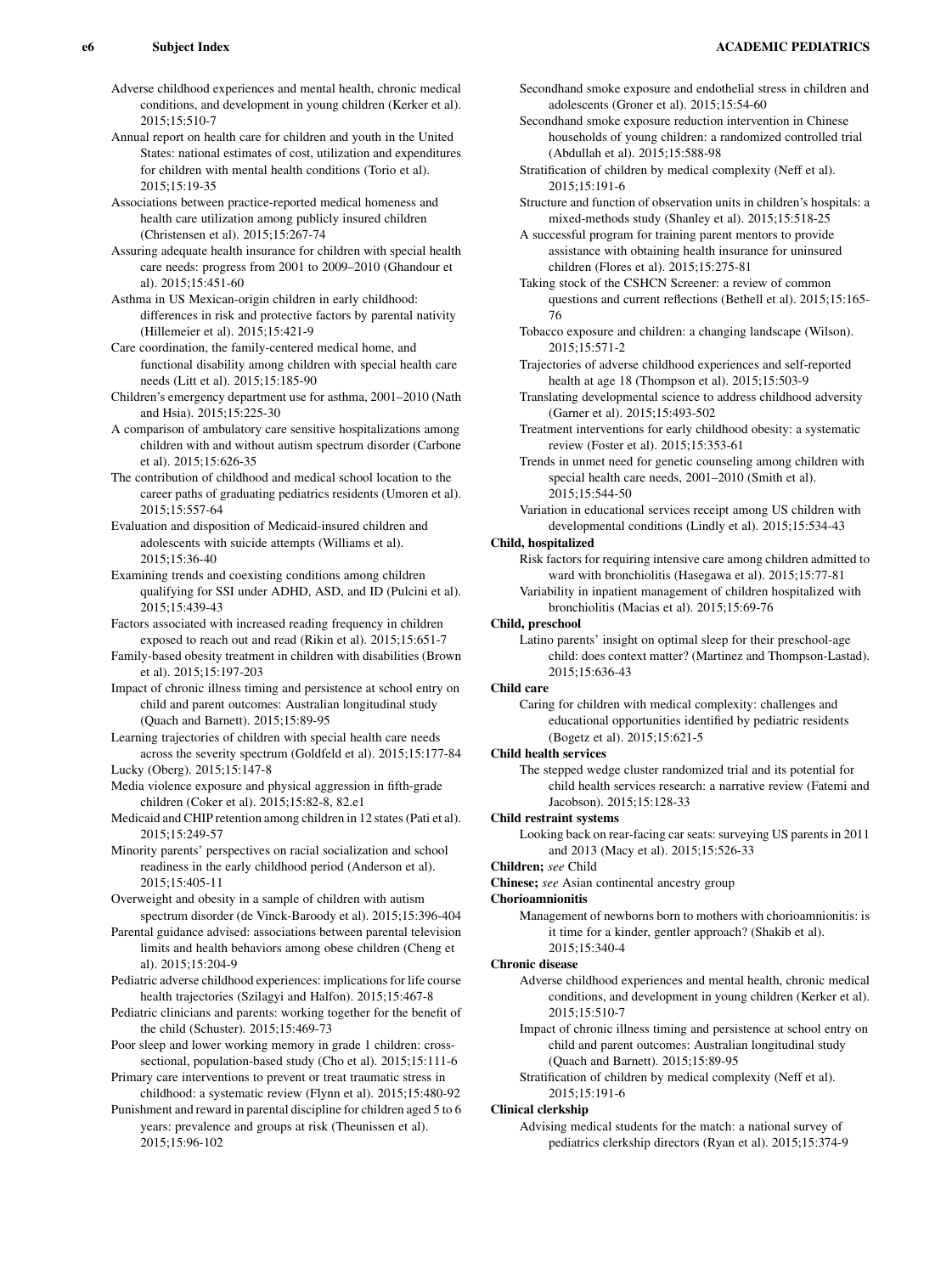Adverse childhood experiences and mental health, chronic medical conditions, and development in young children (Kerker et al). 2015;15:510-7

Annual report on health care for children and youth in the United States: national estimates of cost, utilization and expenditures for children with mental health conditions (Torio et al). 2015;15:19-35

Associations between practice-reported medical homeness and health care utilization among publicly insured children (Christensen et al). 2015;15:267-74

Assuring adequate health insurance for children with special health care needs: progress from 2001 to 2009–2010 (Ghandour et al). 2015;15:451-60

Asthma in US Mexican-origin children in early childhood: differences in risk and protective factors by parental nativity (Hillemeier et al). 2015;15:421-9

Care coordination, the family-centered medical home, and functional disability among children with special health care needs (Litt et al). 2015;15:185-90

Children's emergency department use for asthma, 2001–2010 (Nath and Hsia). 2015;15:225-30

A comparison of ambulatory care sensitive hospitalizations among children with and without autism spectrum disorder (Carbone et al). 2015;15:626-35

The contribution of childhood and medical school location to the career paths of graduating pediatrics residents (Umoren et al). 2015;15:557-64

Evaluation and disposition of Medicaid-insured children and adolescents with suicide attempts (Williams et al). 2015;15:36-40

Examining trends and coexisting conditions among children qualifying for SSI under ADHD, ASD, and ID (Pulcini et al). 2015;15:439-43

Factors associated with increased reading frequency in children exposed to reach out and read (Rikin et al). 2015;15:651-7

Family-based obesity treatment in children with disabilities (Brown et al). 2015;15:197-203

Impact of chronic illness timing and persistence at school entry on child and parent outcomes: Australian longitudinal study (Quach and Barnett). 2015;15:89-95

Learning trajectories of children with special health care needs across the severity spectrum (Goldfeld et al). 2015;15:177-84

Lucky (Oberg). 2015;15:147-8

Media violence exposure and physical aggression in fifth-grade children (Coker et al). 2015;15:82-8, 82.e1

Medicaid and CHIP retention among children in 12 states (Pati et al). 2015;15:249-57

Minority parents' perspectives on racial socialization and school readiness in the early childhood period (Anderson et al). 2015;15:405-11

Overweight and obesity in a sample of children with autism spectrum disorder (de Vinck-Baroody et al). 2015;15:396-404

Parental guidance advised: associations between parental television limits and health behaviors among obese children (Cheng et al). 2015;15:204-9

Pediatric adverse childhood experiences: implications for life course health trajectories (Szilagyi and Halfon). 2015;15:467-8

Pediatric clinicians and parents: working together for the benefit of the child (Schuster). 2015;15:469-73

Poor sleep and lower working memory in grade 1 children: cross-sectional, population-based study (Cho et al). 2015;15:111-6

Primary care interventions to prevent or treat traumatic stress in childhood: a systematic review (Flynn et al). 2015;15:480-92

Punishment and reward in parental discipline for children aged 5 to 6 years: prevalence and groups at risk (Theunissen et al). 2015;15:96-102

Secondhand smoke exposure and endothelial stress in children and adolescents (Groner et al). 2015;15:54-60

Secondhand smoke exposure reduction intervention in Chinese households of young children: a randomized controlled trial (Abdullah et al). 2015;15:588-98

Stratification of children by medical complexity (Neff et al). 2015;15:191-6

Structure and function of observation units in children's hospitals: a mixed-methods study (Shanley et al). 2015;15:518-25

A successful program for training parent mentors to provide assistance with obtaining health insurance for uninsured children (Flores et al). 2015;15:275-81

Taking stock of the CSHCN Screener: a review of common questions and current reflections (Bethell et al). 2015;15:165-76

Tobacco exposure and children: a changing landscape (Wilson). 2015;15:571-2

Trajectories of adverse childhood experiences and self-reported health at age 18 (Thompson et al). 2015;15:503-9

Translating developmental science to address childhood adversity (Garner et al). 2015;15:493-502

Treatment interventions for early childhood obesity: a systematic review (Foster et al). 2015;15:353-61

Trends in unmet need for genetic counseling among children with special health care needs, 2001–2010 (Smith et al). 2015;15:544-50

Variation in educational services receipt among US children with developmental conditions (Lindly et al). 2015;15:534-43

**Child, hospitalized**

Risk factors for requiring intensive care among children admitted to ward with bronchiolitis (Hasegawa et al). 2015;15:77-81

Variability in inpatient management of children hospitalized with bronchiolitis (Macias et al). 2015;15:69-76

**Child, preschool**

Latino parents' insight on optimal sleep for their preschool-age child: does context matter? (Martinez and Thompson-Lastad). 2015;15:636-43

**Child care**

Caring for children with medical complexity: challenges and educational opportunities identified by pediatric residents (Bogetz et al). 2015;15:621-5

**Child health services**

The stepped wedge cluster randomized trial and its potential for child health services research: a narrative review (Fatemi and Jacobson). 2015;15:128-33

**Child restraint systems**

Looking back on rear-facing car seats: surveying US parents in 2011 and 2013 (Macy et al). 2015;15:526-33

**Children;** *see* Child

**Chinese;** *see* Asian continental ancestry group

**Chorioamnionitis**

Management of newborns born to mothers with chorioamnionitis: is it time for a kinder, gentler approach? (Shakib et al). 2015;15:340-4

**Chronic disease**

Adverse childhood experiences and mental health, chronic medical conditions, and development in young children (Kerker et al). 2015;15:510-7

Impact of chronic illness timing and persistence at school entry on child and parent outcomes: Australian longitudinal study (Quach and Barnett). 2015;15:89-95

Stratification of children by medical complexity (Neff et al). 2015;15:191-6

**Clinical clerkship**

Advising medical students for the match: a national survey of pediatrics clerkship directors (Ryan et al). 2015;15:374-9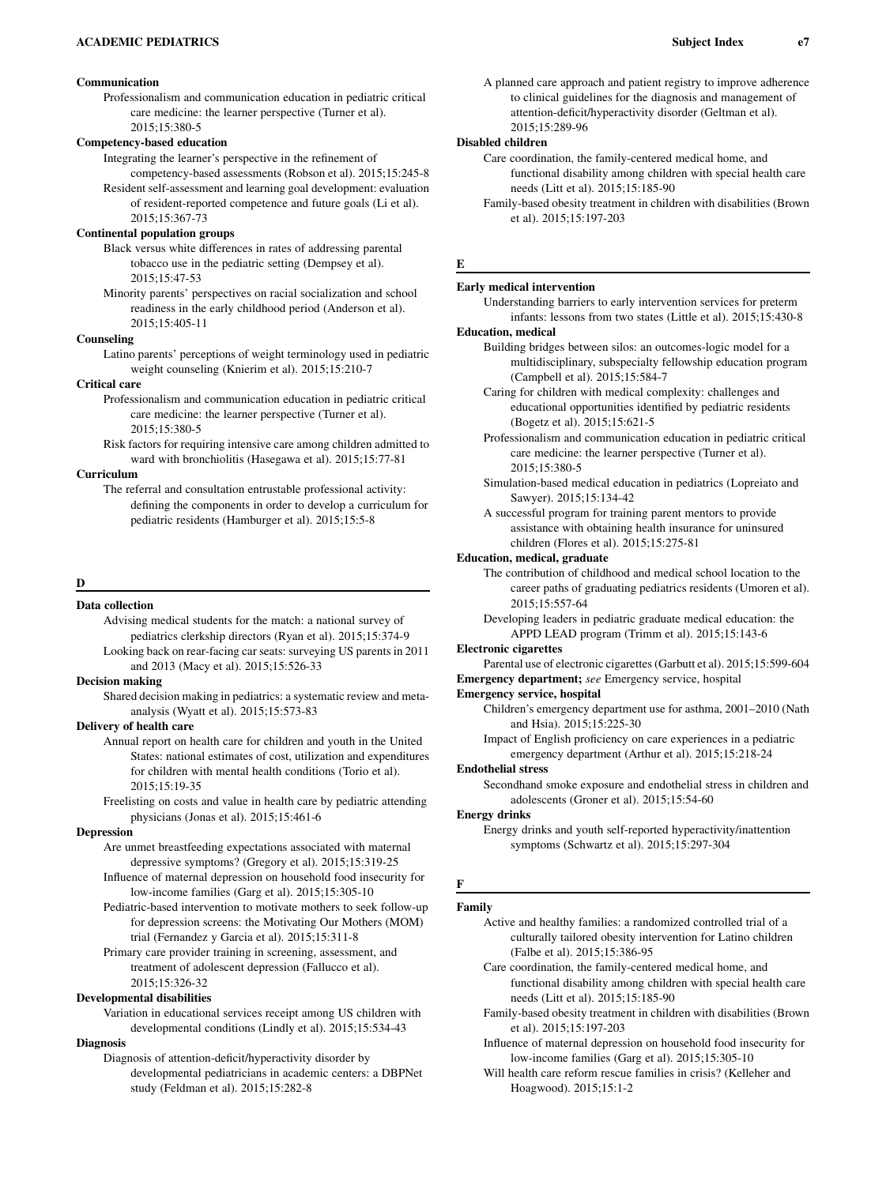**Communication**

Professionalism and communication education in pediatric critical care medicine: the learner perspective (Turner et al). 2015;15:380-5

**Competency-based education**

Integrating the learner's perspective in the refinement of competency-based assessments (Robson et al). 2015;15:245-8

Resident self-assessment and learning goal development: evaluation of resident-reported competence and future goals (Li et al). 2015;15:367-73

**Continental population groups**

Black versus white differences in rates of addressing parental tobacco use in the pediatric setting (Dempsey et al). 2015;15:47-53

Minority parents' perspectives on racial socialization and school readiness in the early childhood period (Anderson et al). 2015;15:405-11

**Counseling**

Latino parents' perceptions of weight terminology used in pediatric weight counseling (Knierim et al). 2015;15:210-7

**Critical care**

Professionalism and communication education in pediatric critical care medicine: the learner perspective (Turner et al). 2015;15:380-5

Risk factors for requiring intensive care among children admitted to ward with bronchiolitis (Hasegawa et al). 2015;15:77-81

**Curriculum**

The referral and consultation entrustable professional activity: defining the components in order to develop a curriculum for pediatric residents (Hamburger et al). 2015;15:5-8

## D

**Data collection**

Advising medical students for the match: a national survey of pediatrics clerkship directors (Ryan et al). 2015;15:374-9

Looking back on rear-facing car seats: surveying US parents in 2011 and 2013 (Macy et al). 2015;15:526-33

**Decision making**

Shared decision making in pediatrics: a systematic review and meta-analysis (Wyatt et al). 2015;15:573-83

**Delivery of health care**

Annual report on health care for children and youth in the United States: national estimates of cost, utilization and expenditures for children with mental health conditions (Torio et al). 2015;15:19-35

Freelisting on costs and value in health care by pediatric attending physicians (Jonas et al). 2015;15:461-6

**Depression**

Are unmet breastfeeding expectations associated with maternal depressive symptoms? (Gregory et al). 2015;15:319-25

Influence of maternal depression on household food insecurity for low-income families (Garg et al). 2015;15:305-10

Pediatric-based intervention to motivate mothers to seek follow-up for depression screens: the Motivating Our Mothers (MOM) trial (Fernandez y Garcia et al). 2015;15:311-8

Primary care provider training in screening, assessment, and treatment of adolescent depression (Fallucco et al). 2015;15:326-32

**Developmental disabilities**

Variation in educational services receipt among US children with developmental conditions (Lindly et al). 2015;15:534-43

**Diagnosis**

Diagnosis of attention-deficit/hyperactivity disorder by developmental pediatricians in academic centers: a DBPNet study (Feldman et al). 2015;15:282-8

A planned care approach and patient registry to improve adherence to clinical guidelines for the diagnosis and management of attention-deficit/hyperactivity disorder (Geltman et al). 2015;15:289-96

**Disabled children**

Care coordination, the family-centered medical home, and functional disability among children with special health care needs (Litt et al). 2015;15:185-90

Family-based obesity treatment in children with disabilities (Brown et al). 2015;15:197-203

## E

**Early medical intervention**

Understanding barriers to early intervention services for preterm infants: lessons from two states (Little et al). 2015;15:430-8

**Education, medical**

Building bridges between silos: an outcomes-logic model for a multidisciplinary, subspecialty fellowship education program (Campbell et al). 2015;15:584-7

Caring for children with medical complexity: challenges and educational opportunities identified by pediatric residents (Bogetz et al). 2015;15:621-5

Professionalism and communication education in pediatric critical care medicine: the learner perspective (Turner et al). 2015;15:380-5

Simulation-based medical education in pediatrics (Lopreiato and Sawyer). 2015;15:134-42

A successful program for training parent mentors to provide assistance with obtaining health insurance for uninsured children (Flores et al). 2015;15:275-81

**Education, medical, graduate**

The contribution of childhood and medical school location to the career paths of graduating pediatrics residents (Umoren et al). 2015;15:557-64

Developing leaders in pediatric graduate medical education: the APPD LEAD program (Trimm et al). 2015;15:143-6

**Electronic cigarettes**

Parental use of electronic cigarettes (Garbutt et al). 2015;15:599-604

**Emergency department;** *see* Emergency service, hospital

**Emergency service, hospital**

Children's emergency department use for asthma, 2001–2010 (Nath and Hsia). 2015;15:225-30

Impact of English proficiency on care experiences in a pediatric emergency department (Arthur et al). 2015;15:218-24

**Endothelial stress**

Secondhand smoke exposure and endothelial stress in children and adolescents (Groner et al). 2015;15:54-60

**Energy drinks**

Energy drinks and youth self-reported hyperactivity/inattention symptoms (Schwartz et al). 2015;15:297-304

## F

**Family**

Active and healthy families: a randomized controlled trial of a culturally tailored obesity intervention for Latino children (Falbe et al). 2015;15:386-95

Care coordination, the family-centered medical home, and functional disability among children with special health care needs (Litt et al). 2015;15:185-90

Family-based obesity treatment in children with disabilities (Brown et al). 2015;15:197-203

Influence of maternal depression on household food insecurity for low-income families (Garg et al). 2015;15:305-10

Will health care reform rescue families in crisis? (Kelleher and Hoagwood). 2015;15:1-2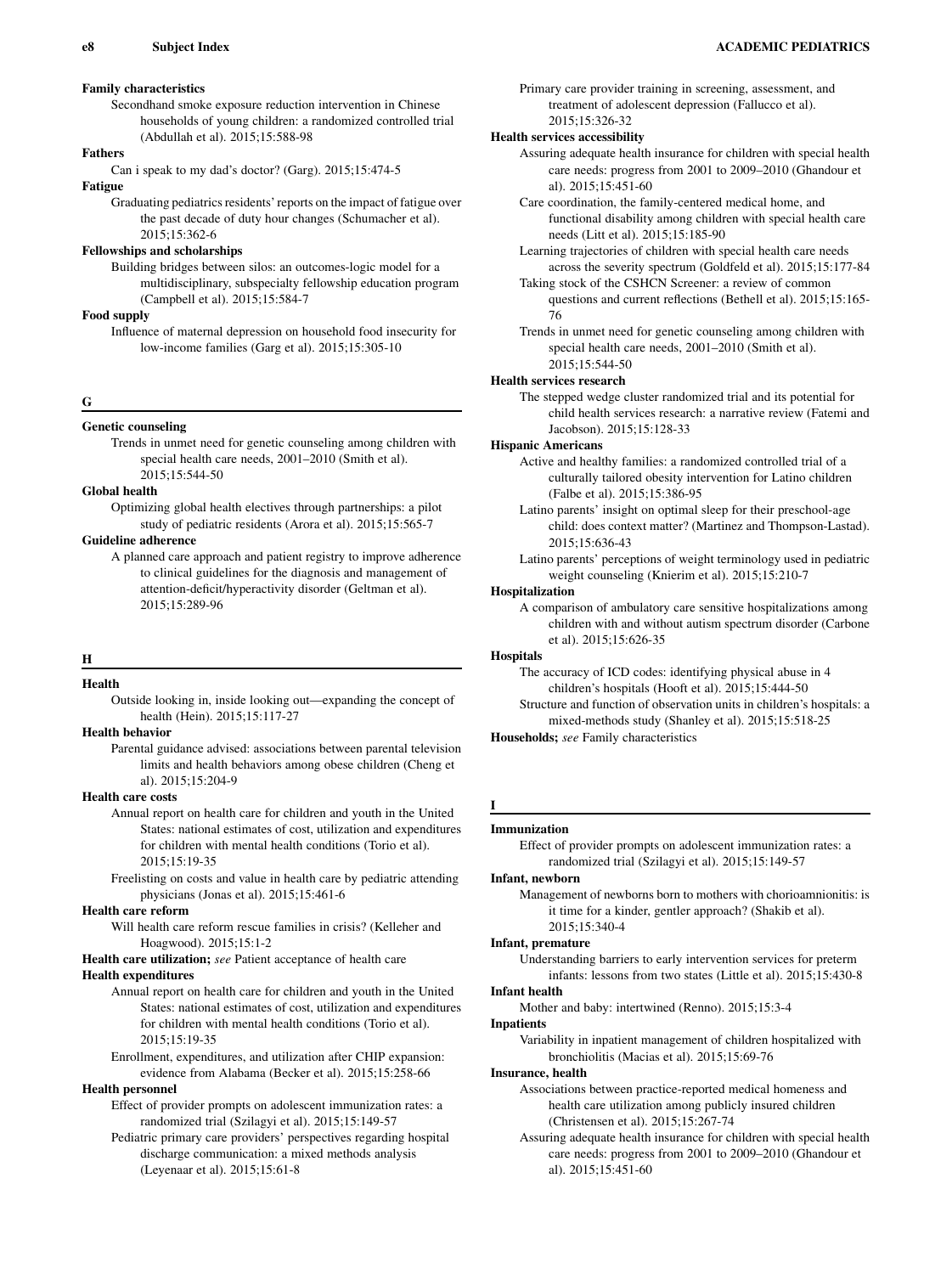**Family characteristics**

Secondhand smoke exposure reduction intervention in Chinese households of young children: a randomized controlled trial (Abdullah et al). 2015;15:588-98

**Fathers**

Can i speak to my dad's doctor? (Garg). 2015;15:474-5

**Fatigue**

Graduating pediatrics residents' reports on the impact of fatigue over the past decade of duty hour changes (Schumacher et al). 2015;15:362-6

**Fellowships and scholarships**

Building bridges between silos: an outcomes-logic model for a multidisciplinary, subspecialty fellowship education program (Campbell et al). 2015;15:584-7

**Food supply**

Influence of maternal depression on household food insecurity for low-income families (Garg et al). 2015;15:305-10

## G

**Genetic counseling**

Trends in unmet need for genetic counseling among children with special health care needs, 2001–2010 (Smith et al). 2015;15:544-50

**Global health**

Optimizing global health electives through partnerships: a pilot study of pediatric residents (Arora et al). 2015;15:565-7

**Guideline adherence**

A planned care approach and patient registry to improve adherence to clinical guidelines for the diagnosis and management of attention-deficit/hyperactivity disorder (Geltman et al). 2015;15:289-96

## H

**Health**

Outside looking in, inside looking out—expanding the concept of health (Hein). 2015;15:117-27

**Health behavior**

Parental guidance advised: associations between parental television limits and health behaviors among obese children (Cheng et al). 2015;15:204-9

**Health care costs**

Annual report on health care for children and youth in the United States: national estimates of cost, utilization and expenditures for children with mental health conditions (Torio et al). 2015;15:19-35

Freelisting on costs and value in health care by pediatric attending physicians (Jonas et al). 2015;15:461-6

**Health care reform**

Will health care reform rescue families in crisis? (Kelleher and Hoagwood). 2015;15:1-2

**Health care utilization;** *see* Patient acceptance of health care

**Health expenditures**

Annual report on health care for children and youth in the United States: national estimates of cost, utilization and expenditures for children with mental health conditions (Torio et al). 2015;15:19-35

Enrollment, expenditures, and utilization after CHIP expansion: evidence from Alabama (Becker et al). 2015;15:258-66

**Health personnel**

Effect of provider prompts on adolescent immunization rates: a randomized trial (Szilagyi et al). 2015;15:149-57

Pediatric primary care providers' perspectives regarding hospital discharge communication: a mixed methods analysis (Leyenaar et al). 2015;15:61-8

Primary care provider training in screening, assessment, and treatment of adolescent depression (Fallucco et al). 2015;15:326-32

**Health services accessibility**

Assuring adequate health insurance for children with special health care needs: progress from 2001 to 2009–2010 (Ghandour et al). 2015;15:451-60

Care coordination, the family-centered medical home, and functional disability among children with special health care needs (Litt et al). 2015;15:185-90

Learning trajectories of children with special health care needs across the severity spectrum (Goldfeld et al). 2015;15:177-84

Taking stock of the CSHCN Screener: a review of common questions and current reflections (Bethell et al). 2015;15:165-76

Trends in unmet need for genetic counseling among children with special health care needs, 2001–2010 (Smith et al). 2015;15:544-50

**Health services research**

The stepped wedge cluster randomized trial and its potential for child health services research: a narrative review (Fatemi and Jacobson). 2015;15:128-33

**Hispanic Americans**

Active and healthy families: a randomized controlled trial of a culturally tailored obesity intervention for Latino children (Falbe et al). 2015;15:386-95

Latino parents' insight on optimal sleep for their preschool-age child: does context matter? (Martinez and Thompson-Lastad). 2015;15:636-43

Latino parents' perceptions of weight terminology used in pediatric weight counseling (Knierim et al). 2015;15:210-7

**Hospitalization**

A comparison of ambulatory care sensitive hospitalizations among children with and without autism spectrum disorder (Carbone et al). 2015;15:626-35

**Hospitals**

The accuracy of ICD codes: identifying physical abuse in 4 children's hospitals (Hooft et al). 2015;15:444-50

Structure and function of observation units in children's hospitals: a mixed-methods study (Shanley et al). 2015;15:518-25

**Households;** *see* Family characteristics

## I

**Immunization**

Effect of provider prompts on adolescent immunization rates: a randomized trial (Szilagyi et al). 2015;15:149-57

**Infant, newborn**

Management of newborns born to mothers with chorioamnionitis: is it time for a kinder, gentler approach? (Shakib et al). 2015;15:340-4

**Infant, premature**

Understanding barriers to early intervention services for preterm infants: lessons from two states (Little et al). 2015;15:430-8

**Infant health**

Mother and baby: intertwined (Renno). 2015;15:3-4

**Inpatients**

Variability in inpatient management of children hospitalized with bronchiolitis (Macias et al). 2015;15:69-76

**Insurance, health**

Associations between practice-reported medical homeness and health care utilization among publicly insured children (Christensen et al). 2015;15:267-74

Assuring adequate health insurance for children with special health care needs: progress from 2001 to 2009–2010 (Ghandour et al). 2015;15:451-60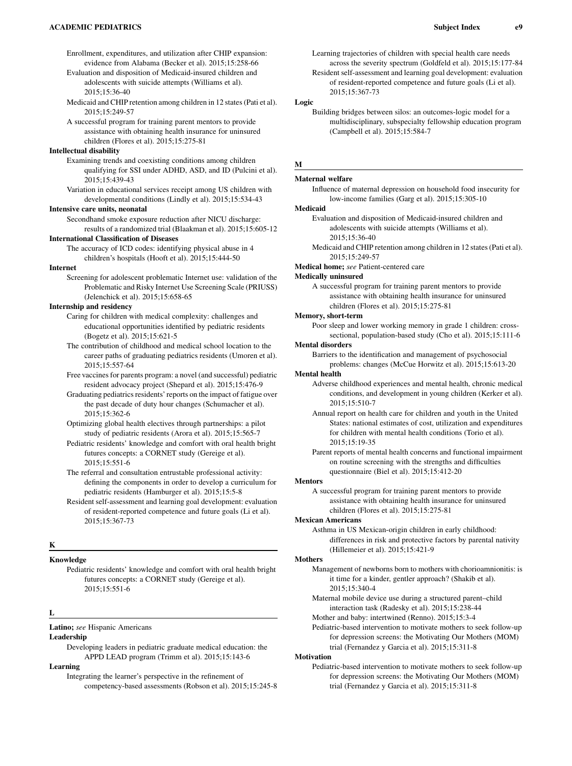Enrollment, expenditures, and utilization after CHIP expansion: evidence from Alabama (Becker et al). 2015;15:258-66

Evaluation and disposition of Medicaid-insured children and adolescents with suicide attempts (Williams et al). 2015;15:36-40

Medicaid and CHIP retention among children in 12 states (Pati et al). 2015;15:249-57

A successful program for training parent mentors to provide assistance with obtaining health insurance for uninsured children (Flores et al). 2015;15:275-81

**Intellectual disability**

Examining trends and coexisting conditions among children qualifying for SSI under ADHD, ASD, and ID (Pulcini et al). 2015;15:439-43

Variation in educational services receipt among US children with developmental conditions (Lindly et al). 2015;15:534-43

**Intensive care units, neonatal**

Secondhand smoke exposure reduction after NICU discharge: results of a randomized trial (Blaakman et al). 2015;15:605-12

**International Classification of Diseases**

The accuracy of ICD codes: identifying physical abuse in 4 children's hospitals (Hooft et al). 2015;15:444-50

**Internet**

Screening for adolescent problematic Internet use: validation of the Problematic and Risky Internet Use Screening Scale (PRIUSS) (Jelenchick et al). 2015;15:658-65

**Internship and residency**

Caring for children with medical complexity: challenges and educational opportunities identified by pediatric residents (Bogetz et al). 2015;15:621-5

The contribution of childhood and medical school location to the career paths of graduating pediatrics residents (Umoren et al). 2015;15:557-64

Free vaccines for parents program: a novel (and successful) pediatric resident advocacy project (Shepard et al). 2015;15:476-9

Graduating pediatrics residents' reports on the impact of fatigue over the past decade of duty hour changes (Schumacher et al). 2015;15:362-6

Optimizing global health electives through partnerships: a pilot study of pediatric residents (Arora et al). 2015;15:565-7

Pediatric residents' knowledge and comfort with oral health bright futures concepts: a CORNET study (Gereige et al). 2015;15:551-6

The referral and consultation entrustable professional activity: defining the components in order to develop a curriculum for pediatric residents (Hamburger et al). 2015;15:5-8

Resident self-assessment and learning goal development: evaluation of resident-reported competence and future goals (Li et al). 2015;15:367-73

## K

**Knowledge**

Pediatric residents' knowledge and comfort with oral health bright futures concepts: a CORNET study (Gereige et al). 2015;15:551-6

## L

**Latino;** *see* Hispanic Americans

**Leadership**

Developing leaders in pediatric graduate medical education: the APPD LEAD program (Trimm et al). 2015;15:143-6

**Learning**

Integrating the learner's perspective in the refinement of competency-based assessments (Robson et al). 2015;15:245-8

Learning trajectories of children with special health care needs across the severity spectrum (Goldfeld et al). 2015;15:177-84

Resident self-assessment and learning goal development: evaluation of resident-reported competence and future goals (Li et al). 2015;15:367-73

**Logic**

Building bridges between silos: an outcomes-logic model for a multidisciplinary, subspecialty fellowship education program (Campbell et al). 2015;15:584-7

## M

**Maternal welfare**

Influence of maternal depression on household food insecurity for low-income families (Garg et al). 2015;15:305-10

**Medicaid**

Evaluation and disposition of Medicaid-insured children and adolescents with suicide attempts (Williams et al). 2015;15:36-40

Medicaid and CHIP retention among children in 12 states (Pati et al). 2015;15:249-57

**Medical home;** *see* Patient-centered care

**Medically uninsured**

A successful program for training parent mentors to provide assistance with obtaining health insurance for uninsured children (Flores et al). 2015;15:275-81

**Memory, short-term**

Poor sleep and lower working memory in grade 1 children: cross-sectional, population-based study (Cho et al). 2015;15:111-6

**Mental disorders**

Barriers to the identification and management of psychosocial problems: changes (McCue Horwitz et al). 2015;15:613-20

**Mental health**

Adverse childhood experiences and mental health, chronic medical conditions, and development in young children (Kerker et al). 2015;15:510-7

Annual report on health care for children and youth in the United States: national estimates of cost, utilization and expenditures for children with mental health conditions (Torio et al). 2015;15:19-35

Parent reports of mental health concerns and functional impairment on routine screening with the strengths and difficulties questionnaire (Biel et al). 2015;15:412-20

**Mentors**

A successful program for training parent mentors to provide assistance with obtaining health insurance for uninsured children (Flores et al). 2015;15:275-81

**Mexican Americans**

Asthma in US Mexican-origin children in early childhood: differences in risk and protective factors by parental nativity (Hillemeier et al). 2015;15:421-9

**Mothers**

Management of newborns born to mothers with chorioamnionitis: is it time for a kinder, gentler approach? (Shakib et al). 2015;15:340-4

Maternal mobile device use during a structured parent–child interaction task (Radesky et al). 2015;15:238-44

Mother and baby: intertwined (Renno). 2015;15:3-4

Pediatric-based intervention to motivate mothers to seek follow-up for depression screens: the Motivating Our Mothers (MOM) trial (Fernandez y Garcia et al). 2015;15:311-8

**Motivation**

Pediatric-based intervention to motivate mothers to seek follow-up for depression screens: the Motivating Our Mothers (MOM) trial (Fernandez y Garcia et al). 2015;15:311-8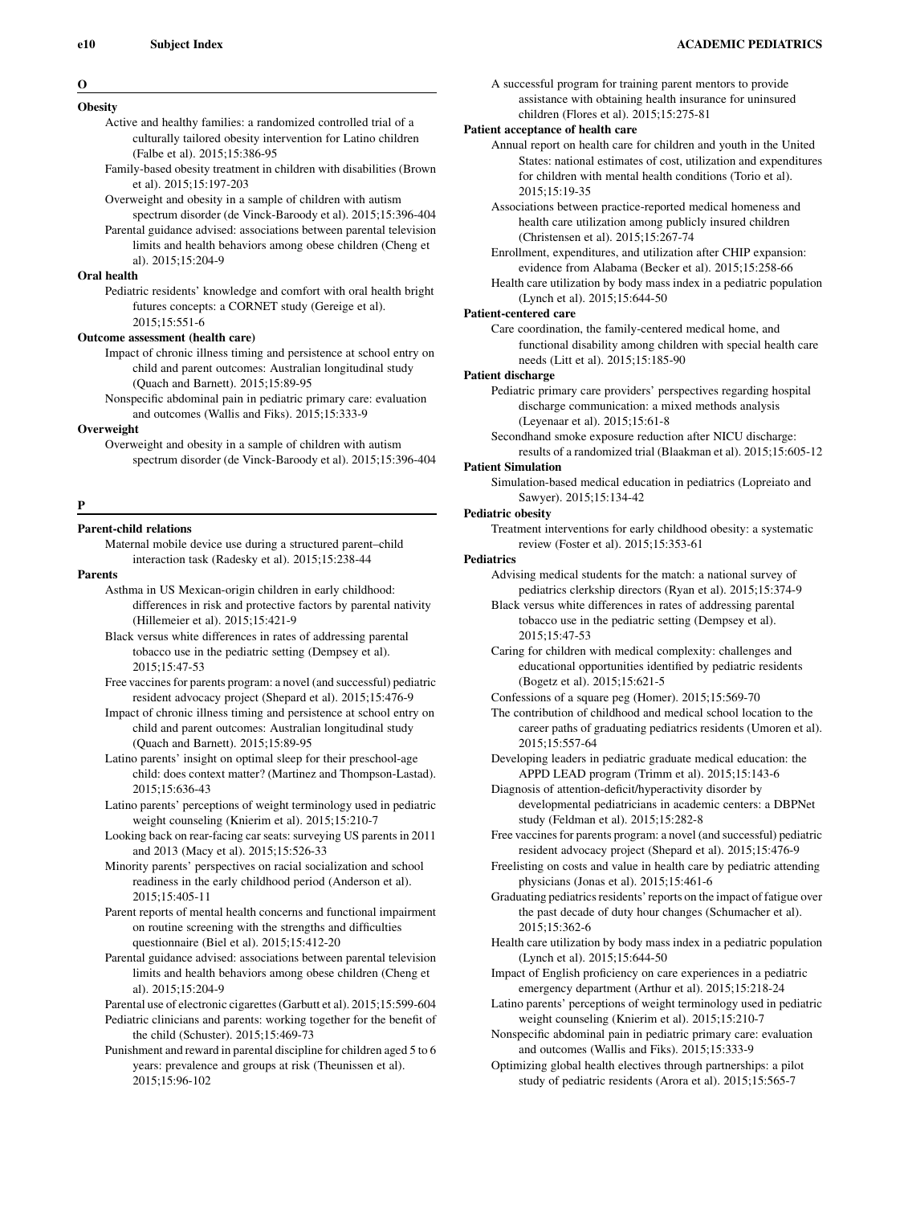## O

### Obesity

- Active and healthy families: a randomized controlled trial of a culturally tailored obesity intervention for Latino children (Falbe et al). 2015;15:386-95
- Family-based obesity treatment in children with disabilities (Brown et al). 2015;15:197-203
- Overweight and obesity in a sample of children with autism spectrum disorder (de Vinck-Baroody et al). 2015;15:396-404
- Parental guidance advised: associations between parental television limits and health behaviors among obese children (Cheng et al). 2015;15:204-9

### Oral health

- Pediatric residents' knowledge and comfort with oral health bright futures concepts: a CORNET study (Gereige et al). 2015;15:551-6

### Outcome assessment (health care)

- Impact of chronic illness timing and persistence at school entry on child and parent outcomes: Australian longitudinal study (Quach and Barnett). 2015;15:89-95
- Nonspecific abdominal pain in pediatric primary care: evaluation and outcomes (Wallis and Fiks). 2015;15:333-9

### Overweight

- Overweight and obesity in a sample of children with autism spectrum disorder (de Vinck-Baroody et al). 2015;15:396-404

## P

### Parent-child relations

- Maternal mobile device use during a structured parent–child interaction task (Radesky et al). 2015;15:238-44

### Parents

- Asthma in US Mexican-origin children in early childhood: differences in risk and protective factors by parental nativity (Hillemeier et al). 2015;15:421-9
- Black versus white differences in rates of addressing parental tobacco use in the pediatric setting (Dempsey et al). 2015;15:47-53
- Free vaccines for parents program: a novel (and successful) pediatric resident advocacy project (Shepard et al). 2015;15:476-9
- Impact of chronic illness timing and persistence at school entry on child and parent outcomes: Australian longitudinal study (Quach and Barnett). 2015;15:89-95
- Latino parents' insight on optimal sleep for their preschool-age child: does context matter? (Martinez and Thompson-Lastad). 2015;15:636-43
- Latino parents' perceptions of weight terminology used in pediatric weight counseling (Knierim et al). 2015;15:210-7
- Looking back on rear-facing car seats: surveying US parents in 2011 and 2013 (Macy et al). 2015;15:526-33
- Minority parents' perspectives on racial socialization and school readiness in the early childhood period (Anderson et al). 2015;15:405-11
- Parent reports of mental health concerns and functional impairment on routine screening with the strengths and difficulties questionnaire (Biel et al). 2015;15:412-20
- Parental guidance advised: associations between parental television limits and health behaviors among obese children (Cheng et al). 2015;15:204-9
- Parental use of electronic cigarettes (Garbutt et al). 2015;15:599-604
- Pediatric clinicians and parents: working together for the benefit of the child (Schuster). 2015;15:469-73
- Punishment and reward in parental discipline for children aged 5 to 6 years: prevalence and groups at risk (Theunissen et al). 2015;15:96-102
- A successful program for training parent mentors to provide assistance with obtaining health insurance for uninsured children (Flores et al). 2015;15:275-81

### Patient acceptance of health care

- Annual report on health care for children and youth in the United States: national estimates of cost, utilization and expenditures for children with mental health conditions (Torio et al). 2015;15:19-35
- Associations between practice-reported medical homeness and health care utilization among publicly insured children (Christensen et al). 2015;15:267-74
- Enrollment, expenditures, and utilization after CHIP expansion: evidence from Alabama (Becker et al). 2015;15:258-66
- Health care utilization by body mass index in a pediatric population (Lynch et al). 2015;15:644-50

### Patient-centered care

- Care coordination, the family-centered medical home, and functional disability among children with special health care needs (Litt et al). 2015;15:185-90

### Patient discharge

- Pediatric primary care providers' perspectives regarding hospital discharge communication: a mixed methods analysis (Leyenaar et al). 2015;15:61-8
- Secondhand smoke exposure reduction after NICU discharge: results of a randomized trial (Blaakman et al). 2015;15:605-12

### Patient Simulation

- Simulation-based medical education in pediatrics (Lopreiato and Sawyer). 2015;15:134-42

### Pediatric obesity

- Treatment interventions for early childhood obesity: a systematic review (Foster et al). 2015;15:353-61

### Pediatrics

- Advising medical students for the match: a national survey of pediatrics clerkship directors (Ryan et al). 2015;15:374-9
- Black versus white differences in rates of addressing parental tobacco use in the pediatric setting (Dempsey et al). 2015;15:47-53
- Caring for children with medical complexity: challenges and educational opportunities identified by pediatric residents (Bogetz et al). 2015;15:621-5
- Confessions of a square peg (Homer). 2015;15:569-70
- The contribution of childhood and medical school location to the career paths of graduating pediatrics residents (Umoren et al). 2015;15:557-64
- Developing leaders in pediatric graduate medical education: the APPD LEAD program (Trimm et al). 2015;15:143-6
- Diagnosis of attention-deficit/hyperactivity disorder by developmental pediatricians in academic centers: a DBPNet study (Feldman et al). 2015;15:282-8
- Free vaccines for parents program: a novel (and successful) pediatric resident advocacy project (Shepard et al). 2015;15:476-9
- Freelisting on costs and value in health care by pediatric attending physicians (Jonas et al). 2015;15:461-6
- Graduating pediatrics residents' reports on the impact of fatigue over the past decade of duty hour changes (Schumacher et al). 2015;15:362-6
- Health care utilization by body mass index in a pediatric population (Lynch et al). 2015;15:644-50
- Impact of English proficiency on care experiences in a pediatric emergency department (Arthur et al). 2015;15:218-24
- Latino parents' perceptions of weight terminology used in pediatric weight counseling (Knierim et al). 2015;15:210-7
- Nonspecific abdominal pain in pediatric primary care: evaluation and outcomes (Wallis and Fiks). 2015;15:333-9
- Optimizing global health electives through partnerships: a pilot study of pediatric residents (Arora et al). 2015;15:565-7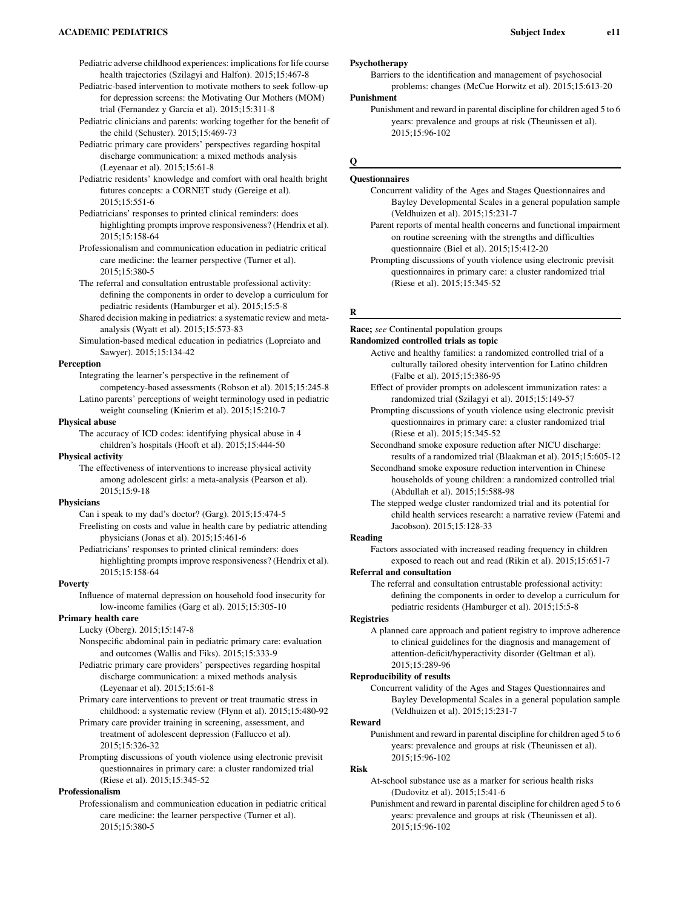Pediatric adverse childhood experiences: implications for life course health trajectories (Szilagyi and Halfon). 2015;15:467-8

Pediatric-based intervention to motivate mothers to seek follow-up for depression screens: the Motivating Our Mothers (MOM) trial (Fernandez y Garcia et al). 2015;15:311-8

Pediatric clinicians and parents: working together for the benefit of the child (Schuster). 2015;15:469-73

Pediatric primary care providers' perspectives regarding hospital discharge communication: a mixed methods analysis (Leyenaar et al). 2015;15:61-8

Pediatric residents' knowledge and comfort with oral health bright futures concepts: a CORNET study (Gereige et al). 2015;15:551-6

Pediatricians' responses to printed clinical reminders: does highlighting prompts improve responsiveness? (Hendrix et al). 2015;15:158-64

Professionalism and communication education in pediatric critical care medicine: the learner perspective (Turner et al). 2015;15:380-5

The referral and consultation entrustable professional activity: defining the components in order to develop a curriculum for pediatric residents (Hamburger et al). 2015;15:5-8

Shared decision making in pediatrics: a systematic review and meta-analysis (Wyatt et al). 2015;15:573-83

Simulation-based medical education in pediatrics (Lopreiato and Sawyer). 2015;15:134-42

**Perception**

Integrating the learner's perspective in the refinement of competency-based assessments (Robson et al). 2015;15:245-8

Latino parents' perceptions of weight terminology used in pediatric weight counseling (Knierim et al). 2015;15:210-7

**Physical abuse**

The accuracy of ICD codes: identifying physical abuse in 4 children's hospitals (Hooft et al). 2015;15:444-50

**Physical activity**

The effectiveness of interventions to increase physical activity among adolescent girls: a meta-analysis (Pearson et al). 2015;15:9-18

**Physicians**

Can i speak to my dad's doctor? (Garg). 2015;15:474-5

Freelisting on costs and value in health care by pediatric attending physicians (Jonas et al). 2015;15:461-6

Pediatricians' responses to printed clinical reminders: does highlighting prompts improve responsiveness? (Hendrix et al). 2015;15:158-64

**Poverty**

Influence of maternal depression on household food insecurity for low-income families (Garg et al). 2015;15:305-10

**Primary health care**

Lucky (Oberg). 2015;15:147-8

Nonspecific abdominal pain in pediatric primary care: evaluation and outcomes (Wallis and Fiks). 2015;15:333-9

Pediatric primary care providers' perspectives regarding hospital discharge communication: a mixed methods analysis (Leyenaar et al). 2015;15:61-8

Primary care interventions to prevent or treat traumatic stress in childhood: a systematic review (Flynn et al). 2015;15:480-92

Primary care provider training in screening, assessment, and treatment of adolescent depression (Fallucco et al). 2015;15:326-32

Prompting discussions of youth violence using electronic previsit questionnaires in primary care: a cluster randomized trial (Riese et al). 2015;15:345-52

**Professionalism**

Professionalism and communication education in pediatric critical care medicine: the learner perspective (Turner et al). 2015;15:380-5

**Psychotherapy**

Barriers to the identification and management of psychosocial problems: changes (McCue Horwitz et al). 2015;15:613-20

**Punishment**

Punishment and reward in parental discipline for children aged 5 to 6 years: prevalence and groups at risk (Theunissen et al). 2015;15:96-102

## Q

**Questionnaires**

Concurrent validity of the Ages and Stages Questionnaires and Bayley Developmental Scales in a general population sample (Veldhuizen et al). 2015;15:231-7

Parent reports of mental health concerns and functional impairment on routine screening with the strengths and difficulties questionnaire (Biel et al). 2015;15:412-20

Prompting discussions of youth violence using electronic previsit questionnaires in primary care: a cluster randomized trial (Riese et al). 2015;15:345-52

## R

**Race;** *see* Continental population groups

**Randomized controlled trials as topic**

Active and healthy families: a randomized controlled trial of a culturally tailored obesity intervention for Latino children (Falbe et al). 2015;15:386-95

Effect of provider prompts on adolescent immunization rates: a randomized trial (Szilagyi et al). 2015;15:149-57

Prompting discussions of youth violence using electronic previsit questionnaires in primary care: a cluster randomized trial (Riese et al). 2015;15:345-52

Secondhand smoke exposure reduction after NICU discharge: results of a randomized trial (Blaakman et al). 2015;15:605-12

Secondhand smoke exposure reduction intervention in Chinese households of young children: a randomized controlled trial (Abdullah et al). 2015;15:588-98

The stepped wedge cluster randomized trial and its potential for child health services research: a narrative review (Fatemi and Jacobson). 2015;15:128-33

**Reading**

Factors associated with increased reading frequency in children exposed to reach out and read (Rikin et al). 2015;15:651-7

**Referral and consultation**

The referral and consultation entrustable professional activity: defining the components in order to develop a curriculum for pediatric residents (Hamburger et al). 2015;15:5-8

**Registries**

A planned care approach and patient registry to improve adherence to clinical guidelines for the diagnosis and management of attention-deficit/hyperactivity disorder (Geltman et al). 2015;15:289-96

**Reproducibility of results**

Concurrent validity of the Ages and Stages Questionnaires and Bayley Developmental Scales in a general population sample (Veldhuizen et al). 2015;15:231-7

**Reward**

Punishment and reward in parental discipline for children aged 5 to 6 years: prevalence and groups at risk (Theunissen et al). 2015;15:96-102

**Risk**

At-school substance use as a marker for serious health risks (Dudovitz et al). 2015;15:41-6

Punishment and reward in parental discipline for children aged 5 to 6 years: prevalence and groups at risk (Theunissen et al). 2015;15:96-102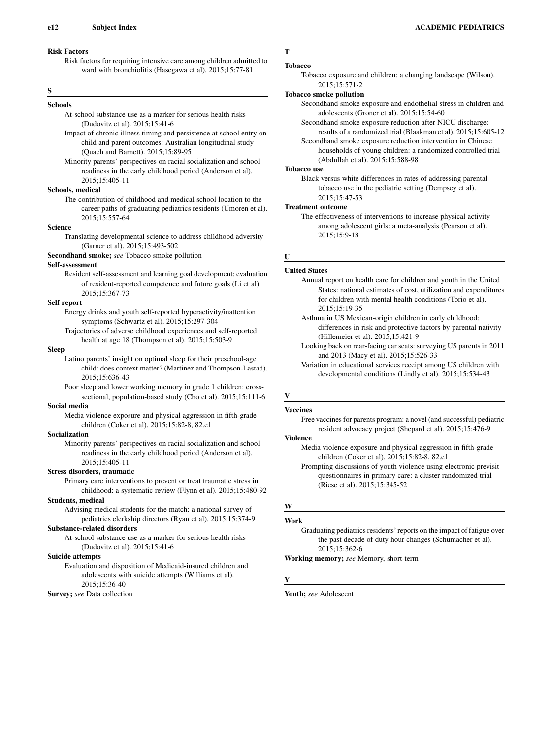**Risk Factors**

Risk factors for requiring intensive care among children admitted to ward with bronchiolitis (Hasegawa et al). 2015;15:77-81

## S

**Schools**

At-school substance use as a marker for serious health risks (Dudovitz et al). 2015;15:41-6

Impact of chronic illness timing and persistence at school entry on child and parent outcomes: Australian longitudinal study (Quach and Barnett). 2015;15:89-95

Minority parents' perspectives on racial socialization and school readiness in the early childhood period (Anderson et al). 2015;15:405-11

**Schools, medical**

The contribution of childhood and medical school location to the career paths of graduating pediatrics residents (Umoren et al). 2015;15:557-64

**Science**

Translating developmental science to address childhood adversity (Garner et al). 2015;15:493-502

**Secondhand smoke;** *see* Tobacco smoke pollution

**Self-assessment**

Resident self-assessment and learning goal development: evaluation of resident-reported competence and future goals (Li et al). 2015;15:367-73

**Self report**

Energy drinks and youth self-reported hyperactivity/inattention symptoms (Schwartz et al). 2015;15:297-304

Trajectories of adverse childhood experiences and self-reported health at age 18 (Thompson et al). 2015;15:503-9

**Sleep**

Latino parents' insight on optimal sleep for their preschool-age child: does context matter? (Martinez and Thompson-Lastad). 2015;15:636-43

Poor sleep and lower working memory in grade 1 children: cross-sectional, population-based study (Cho et al). 2015;15:111-6

**Social media**

Media violence exposure and physical aggression in fifth-grade children (Coker et al). 2015;15:82-8, 82.e1

**Socialization**

Minority parents' perspectives on racial socialization and school readiness in the early childhood period (Anderson et al). 2015;15:405-11

**Stress disorders, traumatic**

Primary care interventions to prevent or treat traumatic stress in childhood: a systematic review (Flynn et al). 2015;15:480-92

**Students, medical**

Advising medical students for the match: a national survey of pediatrics clerkship directors (Ryan et al). 2015;15:374-9

**Substance-related disorders**

At-school substance use as a marker for serious health risks (Dudovitz et al). 2015;15:41-6

**Suicide attempts**

Evaluation and disposition of Medicaid-insured children and adolescents with suicide attempts (Williams et al). 2015;15:36-40

**Survey;** *see* Data collection

## T

**Tobacco**

Tobacco exposure and children: a changing landscape (Wilson). 2015;15:571-2

**Tobacco smoke pollution**

Secondhand smoke exposure and endothelial stress in children and adolescents (Groner et al). 2015;15:54-60

Secondhand smoke exposure reduction after NICU discharge: results of a randomized trial (Blaakman et al). 2015;15:605-12

Secondhand smoke exposure reduction intervention in Chinese households of young children: a randomized controlled trial (Abdullah et al). 2015;15:588-98

**Tobacco use**

Black versus white differences in rates of addressing parental tobacco use in the pediatric setting (Dempsey et al). 2015;15:47-53

**Treatment outcome**

The effectiveness of interventions to increase physical activity among adolescent girls: a meta-analysis (Pearson et al). 2015;15:9-18

## U

**United States**

Annual report on health care for children and youth in the United States: national estimates of cost, utilization and expenditures for children with mental health conditions (Torio et al). 2015;15:19-35

Asthma in US Mexican-origin children in early childhood: differences in risk and protective factors by parental nativity (Hillemeier et al). 2015;15:421-9

Looking back on rear-facing car seats: surveying US parents in 2011 and 2013 (Macy et al). 2015;15:526-33

Variation in educational services receipt among US children with developmental conditions (Lindly et al). 2015;15:534-43

## V

**Vaccines**

Free vaccines for parents program: a novel (and successful) pediatric resident advocacy project (Shepard et al). 2015;15:476-9

**Violence**

Media violence exposure and physical aggression in fifth-grade children (Coker et al). 2015;15:82-8, 82.e1

Prompting discussions of youth violence using electronic previsit questionnaires in primary care: a cluster randomized trial (Riese et al). 2015;15:345-52

## W

**Work**

Graduating pediatrics residents' reports on the impact of fatigue over the past decade of duty hour changes (Schumacher et al). 2015;15:362-6

**Working memory;** *see* Memory, short-term

## Y

**Youth;** *see* Adolescent